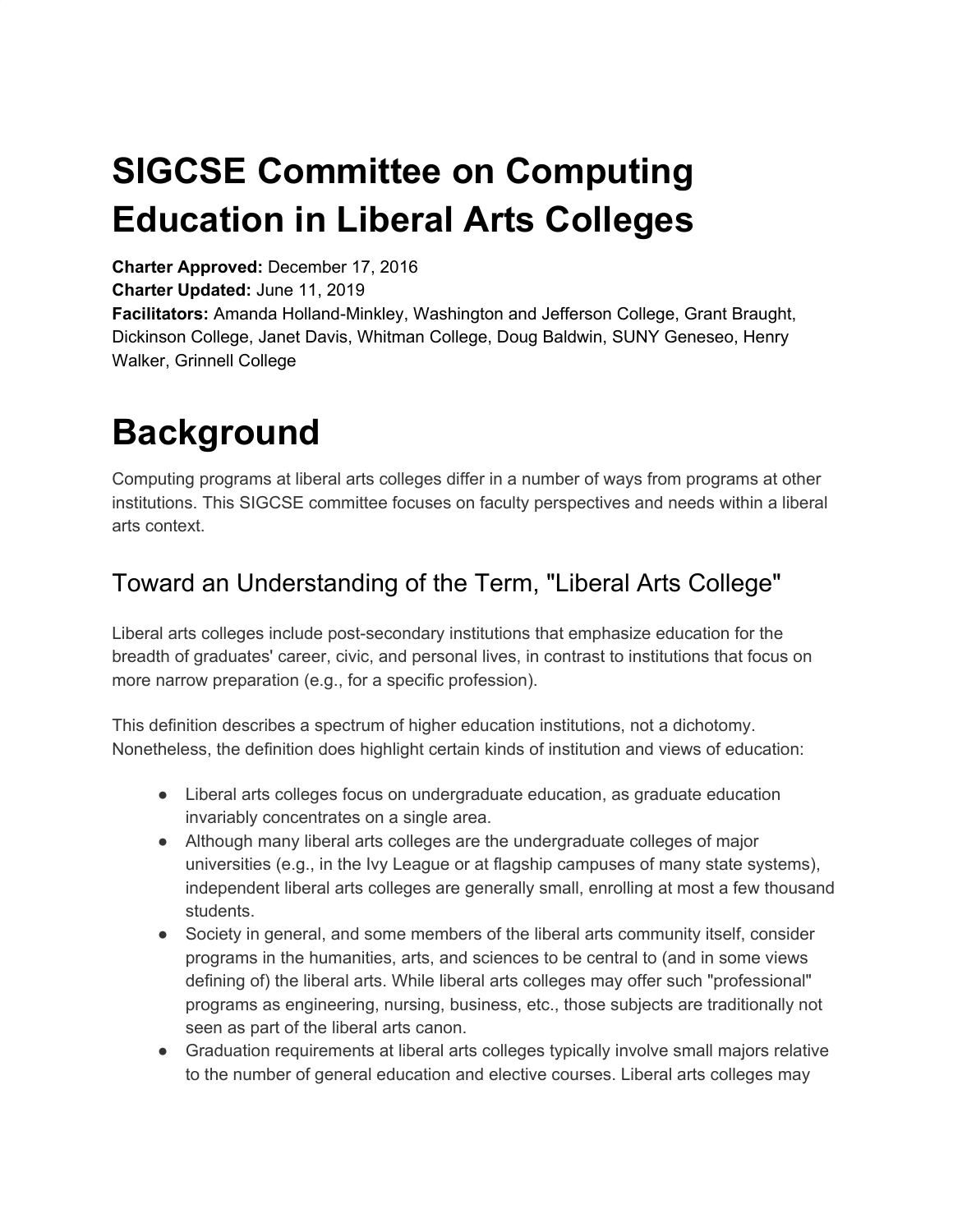# SIGCSE Committee on Computing Education in Liberal Arts Colleges

**Charter Approved:** December 17, 2016
**Charter Updated:** June 11, 2019
**Facilitators:** Amanda Holland-Minkley, Washington and Jefferson College, Grant Braught, Dickinson College, Janet Davis, Whitman College, Doug Baldwin, SUNY Geneseo, Henry Walker, Grinnell College

# Background

Computing programs at liberal arts colleges differ in a number of ways from programs at other institutions. This SIGCSE committee focuses on faculty perspectives and needs within a liberal arts context.

## Toward an Understanding of the Term, "Liberal Arts College"

Liberal arts colleges include post-secondary institutions that emphasize education for the breadth of graduates' career, civic, and personal lives, in contrast to institutions that focus on more narrow preparation (e.g., for a specific profession).

This definition describes a spectrum of higher education institutions, not a dichotomy. Nonetheless, the definition does highlight certain kinds of institution and views of education:

- Liberal arts colleges focus on undergraduate education, as graduate education invariably concentrates on a single area.
- Although many liberal arts colleges are the undergraduate colleges of major universities (e.g., in the Ivy League or at flagship campuses of many state systems), independent liberal arts colleges are generally small, enrolling at most a few thousand students.
- Society in general, and some members of the liberal arts community itself, consider programs in the humanities, arts, and sciences to be central to (and in some views defining of) the liberal arts. While liberal arts colleges may offer such "professional" programs as engineering, nursing, business, etc., those subjects are traditionally not seen as part of the liberal arts canon.
- Graduation requirements at liberal arts colleges typically involve small majors relative to the number of general education and elective courses. Liberal arts colleges may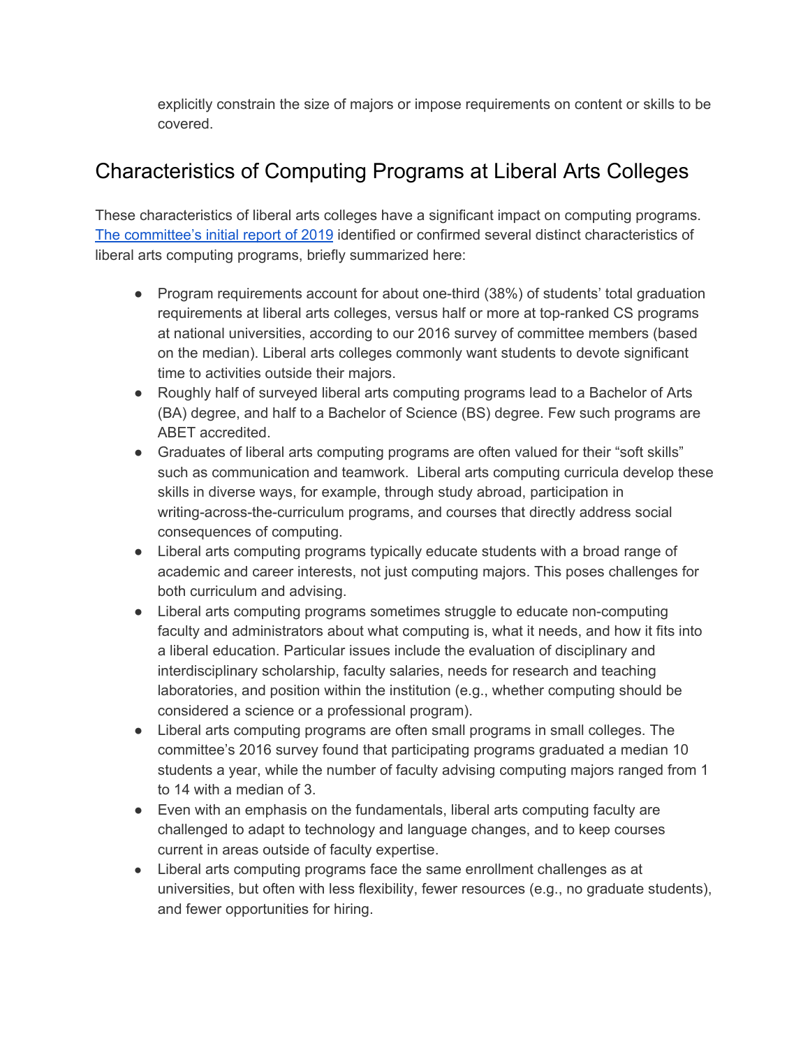explicitly constrain the size of majors or impose requirements on content or skills to be covered.

## Characteristics of Computing Programs at Liberal Arts Colleges

These characteristics of liberal arts colleges have a significant impact on computing programs. [The committee's initial report of 2019] identified or confirmed several distinct characteristics of liberal arts computing programs, briefly summarized here:

- Program requirements account for about one-third (38%) of students' total graduation requirements at liberal arts colleges, versus half or more at top-ranked CS programs at national universities, according to our 2016 survey of committee members (based on the median). Liberal arts colleges commonly want students to devote significant time to activities outside their majors.
- Roughly half of surveyed liberal arts computing programs lead to a Bachelor of Arts (BA) degree, and half to a Bachelor of Science (BS) degree. Few such programs are ABET accredited.
- Graduates of liberal arts computing programs are often valued for their "soft skills" such as communication and teamwork. Liberal arts computing curricula develop these skills in diverse ways, for example, through study abroad, participation in writing-across-the-curriculum programs, and courses that directly address social consequences of computing.
- Liberal arts computing programs typically educate students with a broad range of academic and career interests, not just computing majors. This poses challenges for both curriculum and advising.
- Liberal arts computing programs sometimes struggle to educate non-computing faculty and administrators about what computing is, what it needs, and how it fits into a liberal education. Particular issues include the evaluation of disciplinary and interdisciplinary scholarship, faculty salaries, needs for research and teaching laboratories, and position within the institution (e.g., whether computing should be considered a science or a professional program).
- Liberal arts computing programs are often small programs in small colleges. The committee's 2016 survey found that participating programs graduated a median 10 students a year, while the number of faculty advising computing majors ranged from 1 to 14 with a median of 3.
- Even with an emphasis on the fundamentals, liberal arts computing faculty are challenged to adapt to technology and language changes, and to keep courses current in areas outside of faculty expertise.
- Liberal arts computing programs face the same enrollment challenges as at universities, but often with less flexibility, fewer resources (e.g., no graduate students), and fewer opportunities for hiring.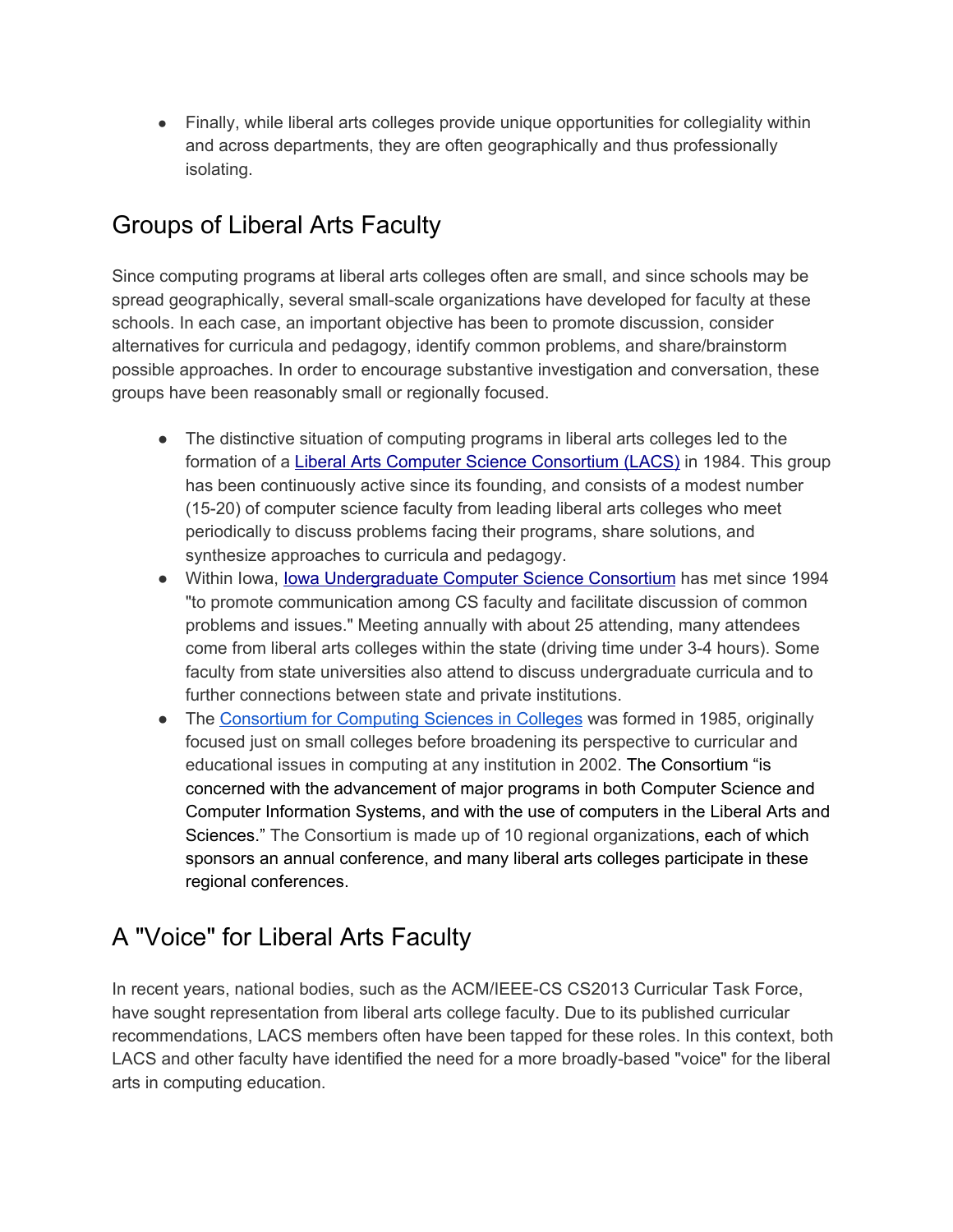- Finally, while liberal arts colleges provide unique opportunities for collegiality within and across departments, they are often geographically and thus professionally isolating.

## Groups of Liberal Arts Faculty

Since computing programs at liberal arts colleges often are small, and since schools may be spread geographically, several small-scale organizations have developed for faculty at these schools. In each case, an important objective has been to promote discussion, consider alternatives for curricula and pedagogy, identify common problems, and share/brainstorm possible approaches. In order to encourage substantive investigation and conversation, these groups have been reasonably small or regionally focused.

- The distinctive situation of computing programs in liberal arts colleges led to the formation of a Liberal Arts Computer Science Consortium (LACS) in 1984. This group has been continuously active since its founding, and consists of a modest number (15-20) of computer science faculty from leading liberal arts colleges who meet periodically to discuss problems facing their programs, share solutions, and synthesize approaches to curricula and pedagogy.
- Within Iowa, Iowa Undergraduate Computer Science Consortium has met since 1994 "to promote communication among CS faculty and facilitate discussion of common problems and issues." Meeting annually with about 25 attending, many attendees come from liberal arts colleges within the state (driving time under 3-4 hours). Some faculty from state universities also attend to discuss undergraduate curricula and to further connections between state and private institutions.
- The Consortium for Computing Sciences in Colleges was formed in 1985, originally focused just on small colleges before broadening its perspective to curricular and educational issues in computing at any institution in 2002. The Consortium "is concerned with the advancement of major programs in both Computer Science and Computer Information Systems, and with the use of computers in the Liberal Arts and Sciences." The Consortium is made up of 10 regional organizations, each of which sponsors an annual conference, and many liberal arts colleges participate in these regional conferences.

## A "Voice" for Liberal Arts Faculty

In recent years, national bodies, such as the ACM/IEEE-CS CS2013 Curricular Task Force, have sought representation from liberal arts college faculty. Due to its published curricular recommendations, LACS members often have been tapped for these roles. In this context, both LACS and other faculty have identified the need for a more broadly-based "voice" for the liberal arts in computing education.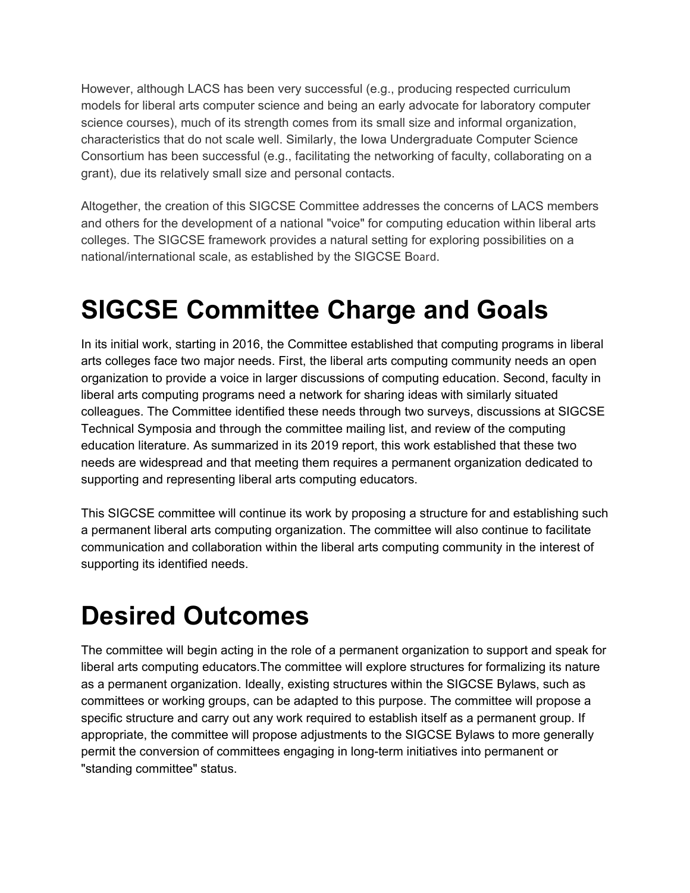However, although LACS has been very successful (e.g., producing respected curriculum models for liberal arts computer science and being an early advocate for laboratory computer science courses), much of its strength comes from its small size and informal organization, characteristics that do not scale well. Similarly, the Iowa Undergraduate Computer Science Consortium has been successful (e.g., facilitating the networking of faculty, collaborating on a grant), due its relatively small size and personal contacts.

Altogether, the creation of this SIGCSE Committee addresses the concerns of LACS members and others for the development of a national "voice" for computing education within liberal arts colleges. The SIGCSE framework provides a natural setting for exploring possibilities on a national/international scale, as established by the SIGCSE Board.

# SIGCSE Committee Charge and Goals

In its initial work, starting in 2016, the Committee established that computing programs in liberal arts colleges face two major needs. First, the liberal arts computing community needs an open organization to provide a voice in larger discussions of computing education. Second, faculty in liberal arts computing programs need a network for sharing ideas with similarly situated colleagues. The Committee identified these needs through two surveys, discussions at SIGCSE Technical Symposia and through the committee mailing list, and review of the computing education literature. As summarized in its 2019 report, this work established that these two needs are widespread and that meeting them requires a permanent organization dedicated to supporting and representing liberal arts computing educators.

This SIGCSE committee will continue its work by proposing a structure for and establishing such a permanent liberal arts computing organization. The committee will also continue to facilitate communication and collaboration within the liberal arts computing community in the interest of supporting its identified needs.

# Desired Outcomes

The committee will begin acting in the role of a permanent organization to support and speak for liberal arts computing educators.The committee will explore structures for formalizing its nature as a permanent organization. Ideally, existing structures within the SIGCSE Bylaws, such as committees or working groups, can be adapted to this purpose. The committee will propose a specific structure and carry out any work required to establish itself as a permanent group. If appropriate, the committee will propose adjustments to the SIGCSE Bylaws to more generally permit the conversion of committees engaging in long-term initiatives into permanent or "standing committee" status.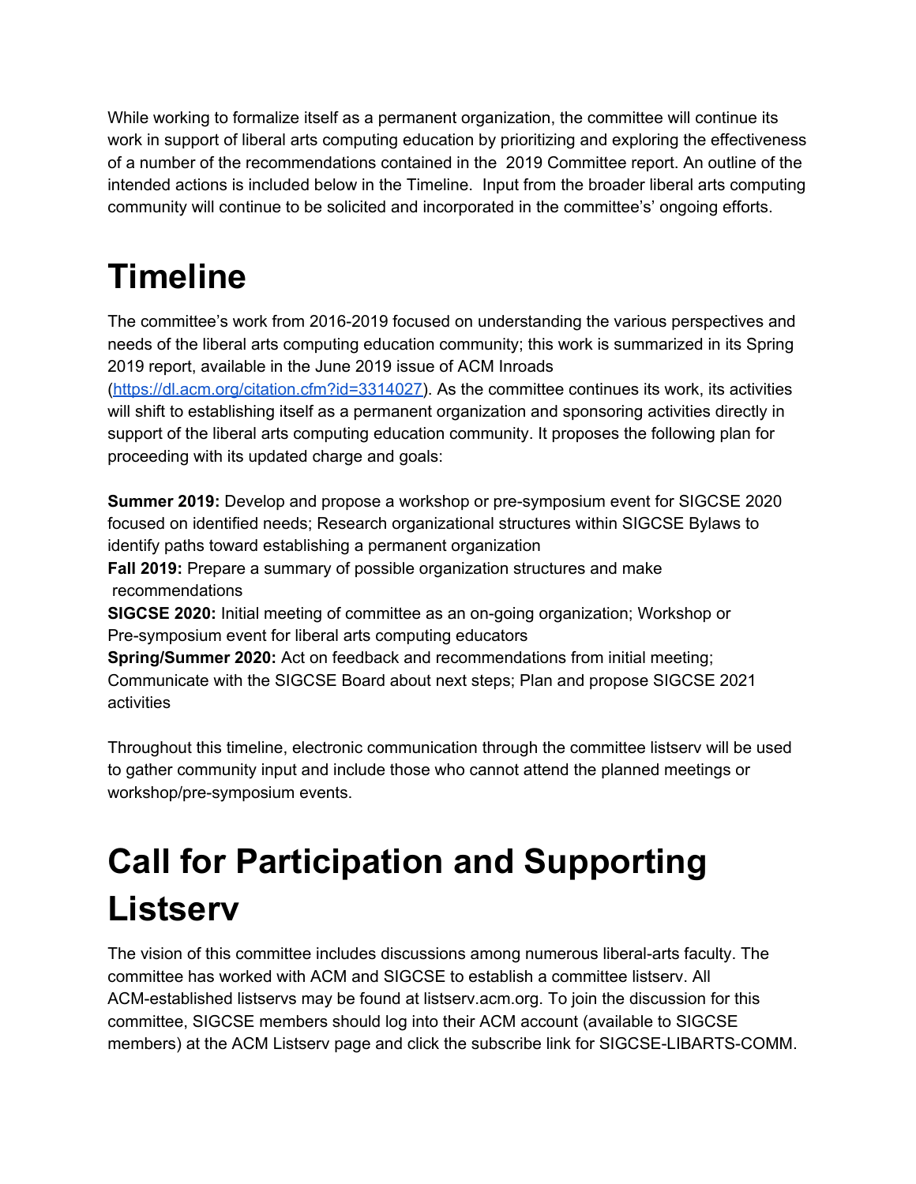While working to formalize itself as a permanent organization, the committee will continue its work in support of liberal arts computing education by prioritizing and exploring the effectiveness of a number of the recommendations contained in the 2019 Committee report. An outline of the intended actions is included below in the Timeline. Input from the broader liberal arts computing community will continue to be solicited and incorporated in the committee's' ongoing efforts.

# Timeline

The committee's work from 2016-2019 focused on understanding the various perspectives and needs of the liberal arts computing education community; this work is summarized in its Spring 2019 report, available in the June 2019 issue of ACM Inroads (https://dl.acm.org/citation.cfm?id=3314027). As the committee continues its work, its activities will shift to establishing itself as a permanent organization and sponsoring activities directly in support of the liberal arts computing education community. It proposes the following plan for proceeding with its updated charge and goals:

**Summer 2019:** Develop and propose a workshop or pre-symposium event for SIGCSE 2020 focused on identified needs; Research organizational structures within SIGCSE Bylaws to identify paths toward establishing a permanent organization
**Fall 2019:** Prepare a summary of possible organization structures and make recommendations
**SIGCSE 2020:** Initial meeting of committee as an on-going organization; Workshop or Pre-symposium event for liberal arts computing educators
**Spring/Summer 2020:** Act on feedback and recommendations from initial meeting; Communicate with the SIGCSE Board about next steps; Plan and propose SIGCSE 2021 activities

Throughout this timeline, electronic communication through the committee listserv will be used to gather community input and include those who cannot attend the planned meetings or workshop/pre-symposium events.

# Call for Participation and Supporting Listserv

The vision of this committee includes discussions among numerous liberal-arts faculty. The committee has worked with ACM and SIGCSE to establish a committee listserv. All ACM-established listservs may be found at listserv.acm.org. To join the discussion for this committee, SIGCSE members should log into their ACM account (available to SIGCSE members) at the ACM Listserv page and click the subscribe link for SIGCSE-LIBARTS-COMM.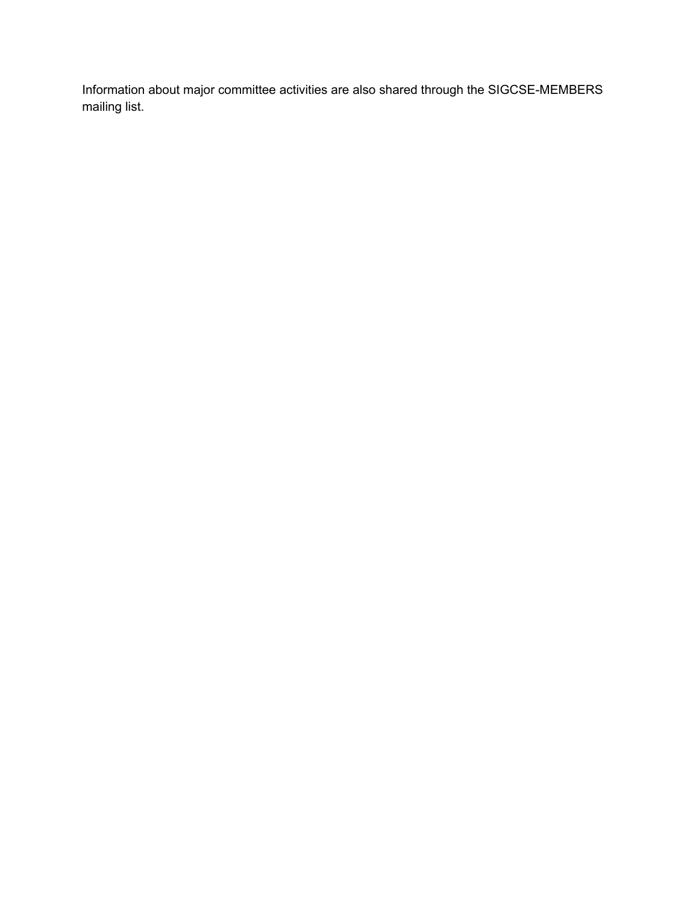Information about major committee activities are also shared through the SIGCSE-MEMBERS mailing list.